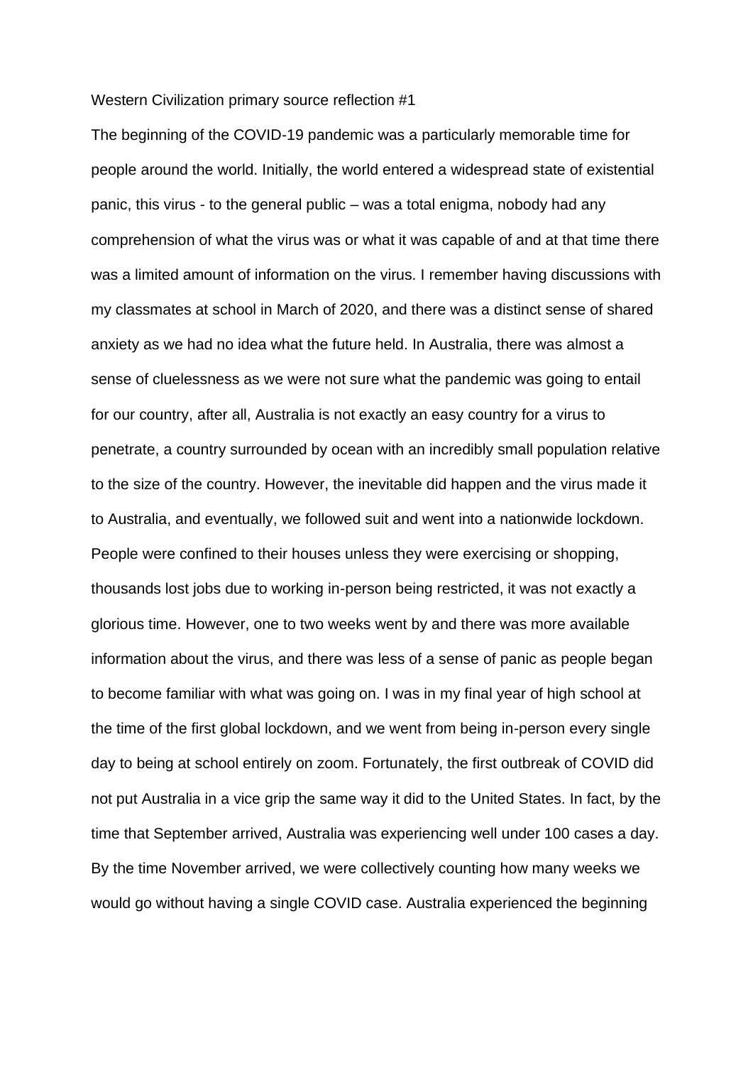Western Civilization primary source reflection #1

The beginning of the COVID-19 pandemic was a particularly memorable time for people around the world. Initially, the world entered a widespread state of existential panic, this virus - to the general public – was a total enigma, nobody had any comprehension of what the virus was or what it was capable of and at that time there was a limited amount of information on the virus. I remember having discussions with my classmates at school in March of 2020, and there was a distinct sense of shared anxiety as we had no idea what the future held. In Australia, there was almost a sense of cluelessness as we were not sure what the pandemic was going to entail for our country, after all, Australia is not exactly an easy country for a virus to penetrate, a country surrounded by ocean with an incredibly small population relative to the size of the country. However, the inevitable did happen and the virus made it to Australia, and eventually, we followed suit and went into a nationwide lockdown. People were confined to their houses unless they were exercising or shopping, thousands lost jobs due to working in-person being restricted, it was not exactly a glorious time. However, one to two weeks went by and there was more available information about the virus, and there was less of a sense of panic as people began to become familiar with what was going on. I was in my final year of high school at the time of the first global lockdown, and we went from being in-person every single day to being at school entirely on zoom. Fortunately, the first outbreak of COVID did not put Australia in a vice grip the same way it did to the United States. In fact, by the time that September arrived, Australia was experiencing well under 100 cases a day. By the time November arrived, we were collectively counting how many weeks we would go without having a single COVID case. Australia experienced the beginning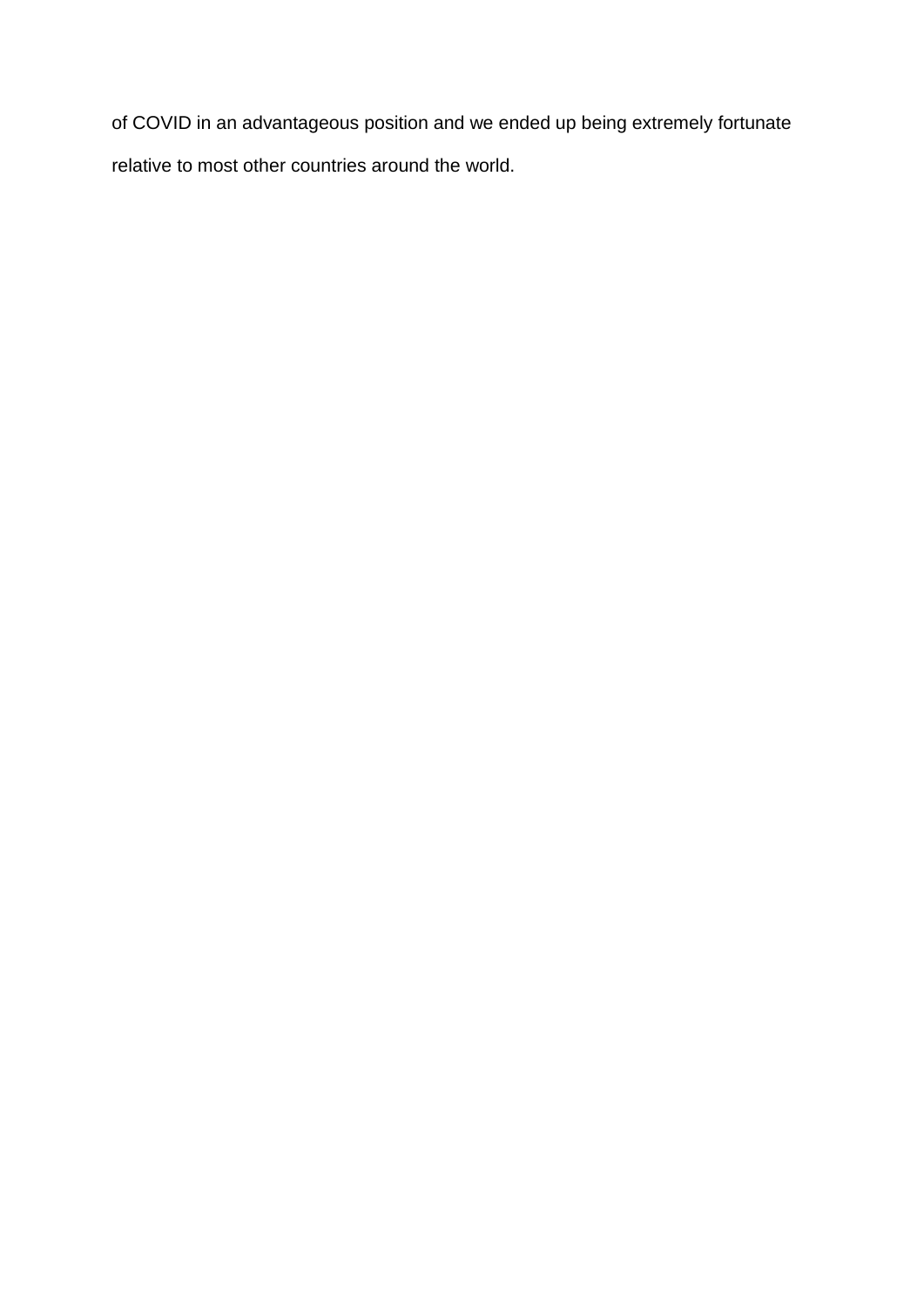of COVID in an advantageous position and we ended up being extremely fortunate relative to most other countries around the world.